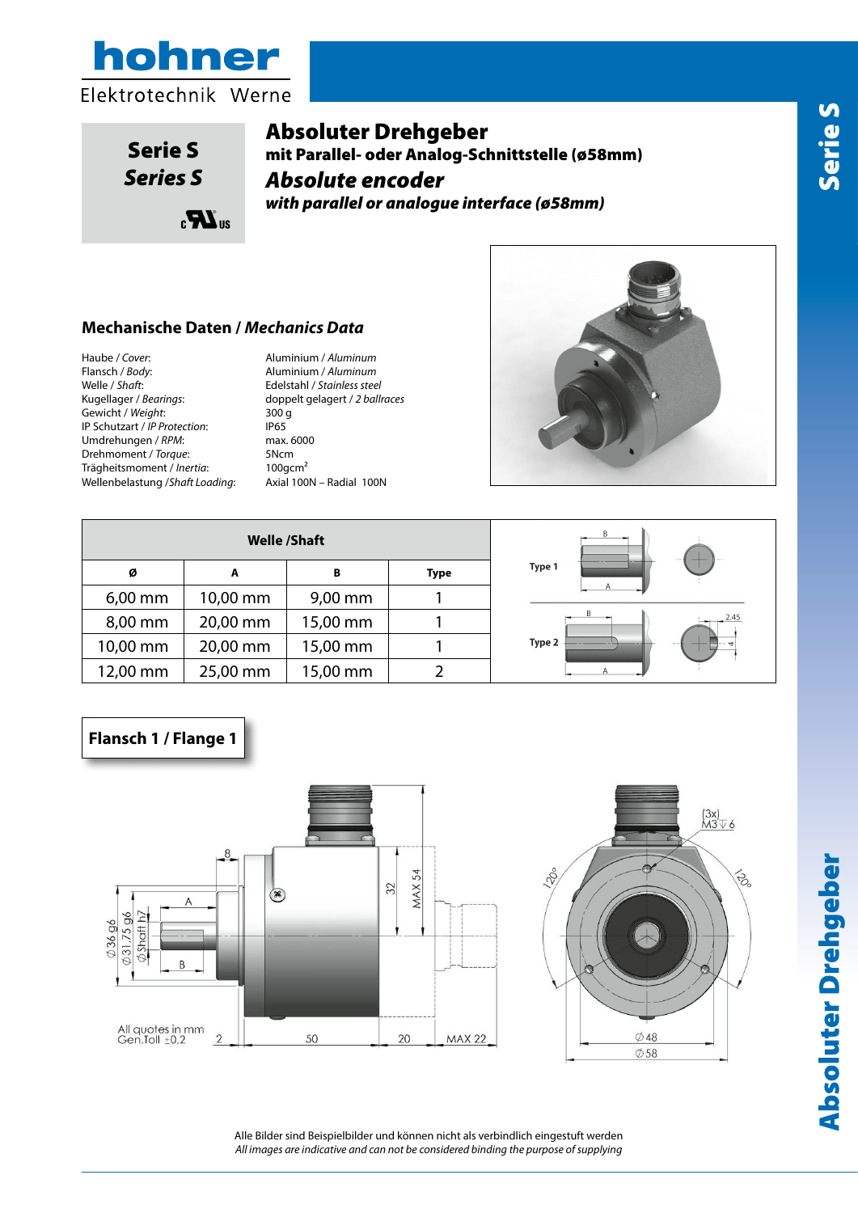**hohner**

Elektrotechnik Werne

**Serie S**
***Series S***

# Absoluter Drehgeber

**mit Parallel- oder Analog-Schnittstelle (ø58mm)**

## *Absolute encoder*

***with parallel or analogue interface (ø58mm)***

### Mechanische Daten / *Mechanics Data*

| | |
|---|---|
| Haube / *Cover*: | Aluminium / *Aluminum* |
| Flansch / *Body*: | Aluminium / *Aluminum* |
| Welle / *Shaft*: | Edelstahl / *Stainless steel* |
| Kugellager / *Bearings*: | doppelt gelagert / *2 ballraces* |
| Gewicht / *Weight*: | 300 g |
| IP Schutzart / *IP Protection*: | IP65 |
| Umdrehungen / *RPM*: | max. 6000 |
| Drehmoment / *Torque*: | 5Ncm |
| Trägheitsmoment / *Inertia*: | 100gcm$^2$ |
| Wellenbelastung /*Shaft Loading*: | Axial 100N – Radial 100N |

| Welle /Shaft | | | |
|---|---|---|---|
| **Ø** | **A** | **B** | **Type** |
| 6,00 mm | 10,00 mm | 9,00 mm | 1 |
| 8,00 mm | 20,00 mm | 15,00 mm | 1 |
| 10,00 mm | 20,00 mm | 15,00 mm | 1 |
| 12,00 mm | 25,00 mm | 15,00 mm | 2 |

Type 1

Type 2

### Flansch 1 / Flange 1

All quotes in mm
Gen.Toll ±0,2

Alle Bilder sind Beispielbilder und können nicht als verbindlich eingestuft werden
*All images are indicative and can not be considered binding the purpose of supplying*

**Series S**

**Absoluter Drehgeber**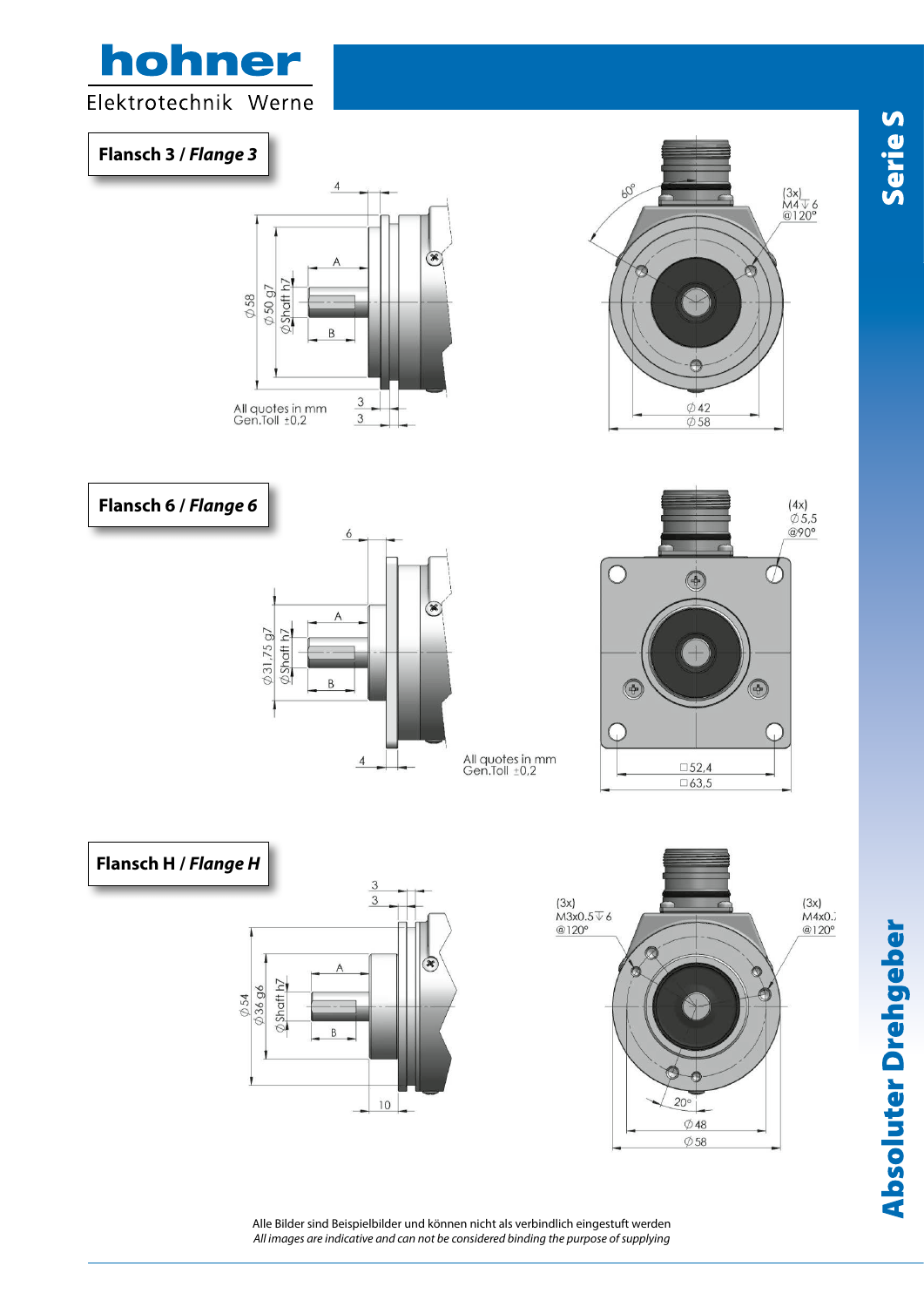## Flansch 3 / *Flange 3*

All quotes in mm
Gen.Toll ±0,2

## Flansch 6 / *Flange 6*

All quotes in mm
Gen.Toll ±0,2

## Flansch H / *Flange H*

Alle Bilder sind Beispielbilder und können nicht als verbindlich eingestuft werden
*All images are indicative and can not be considered binding the purpose of supplying*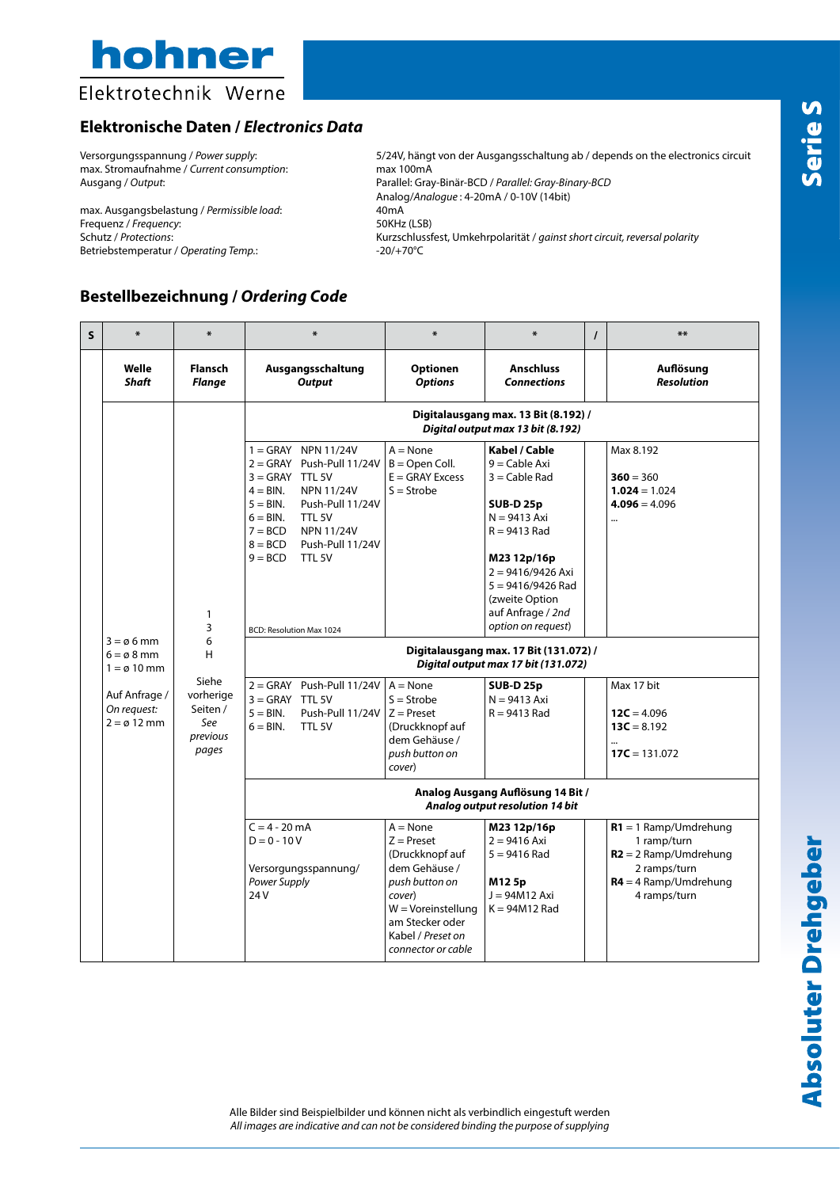## Elektronische Daten / *Electronics Data*

| | |
|---|---|
| Versorgungsspannung / *Power supply*: | 5/24V, hängt von der Ausgangsschaltung ab / depends on the electronics circuit |
| max. Stromaufnahme / *Current consumption*: | max 100mA |
| Ausgang / *Output*: | Parallel: Gray-Binär-BCD / *Parallel: Gray-Binary-BCD*<br>Analog/*Analogue* : 4-20mA / 0-10V (14bit) |
| max. Ausgangsbelastung / *Permissible load*: | 40mA |
| Frequenz / *Frequency*: | 50KHz (LSB) |
| Schutz / *Protections*: | Kurzschlussfest, Umkehrpolarität / *gainst short circuit, reversal polarity* |
| Betriebstemperatur / *Operating Temp.*: | -20/+70°C |

## Bestellbezeichnung / *Ordering Code*

| S | * | * | * | * | * | / | ** |
|---|---|---|---|---|---|---|---|
| | **Welle** ***Shaft*** | **Flansch** ***Flange*** | **Ausgangsschaltung** ***Output*** | **Optionen** ***Options*** | **Anschluss** ***Connections*** | | **Auflösung** ***Resolution*** |
| | 3 = ø 6 mm<br>6 = ø 8 mm<br>1 = ø 10 mm<br><br>Auf Anfrage / *On request:*<br>2 = ø 12 mm | 1<br>3<br>6<br>H<br><br>Siehe vorherige Seiten / *See previous pages* | **Digitalausgang max. 13 Bit (8.192) / *Digital output max 13 bit (8.192)*** | | | | |
| | | | 1 = GRAY NPN 11/24V<br>2 = GRAY Push-Pull 11/24V<br>3 = GRAY TTL 5V<br>4 = BIN. NPN 11/24V<br>5 = BIN. Push-Pull 11/24V<br>6 = BIN. TTL 5V<br>7 = BCD NPN 11/24V<br>8 = BCD Push-Pull 11/24V<br>9 = BCD TTL 5V<br><br>BCD: Resolution Max 1024 | A = None<br>B = Open Coll.<br>E = GRAY Excess<br>S = Strobe | **Kabel / Cable**<br>9 = Cable Axi<br>3 = Cable Rad<br><br>**SUB-D 25p**<br>N = 9413 Axi<br>R = 9413 Rad<br><br>**M23 12p/16p**<br>2 = 9416/9426 Axi<br>5 = 9416/9426 Rad<br>(zweite Option auf Anfrage / *2nd option on request*) | | Max 8.192<br><br>**360** = 360<br>**1.024** = 1.024<br>**4.096** = 4.096<br>... |
| | | | **Digitalausgang max. 17 Bit (131.072) / *Digital output max 17 bit (131.072)*** | | | | |
| | | | 2 = GRAY Push-Pull 11/24V<br>3 = GRAY TTL 5V<br>5 = BIN. Push-Pull 11/24V<br>6 = BIN. TTL 5V | A = None<br>S = Strobe<br>Z = Preset<br>(Druckknopf auf dem Gehäuse / *push button on cover*) | **SUB-D 25p**<br>N = 9413 Axi<br>R = 9413 Rad | | Max 17 bit<br><br>**12C** = 4.096<br>**13C** = 8.192<br>...<br>**17C** = 131.072 |
| | | | **Analog Ausgang Auflösung 14 Bit / *Analog output resolution 14 bit*** | | | | |
| | | | C = 4 - 20 mA<br>D = 0 - 10 V<br><br>Versorgungsspannung/ *Power Supply*<br>24 V | A = None<br>Z = Preset<br>(Druckknopf auf dem Gehäuse / *push button on cover*)<br>W = Voreinstellung am Stecker oder Kabel / *Preset on connector or cable* | **M23 12p/16p**<br>2 = 9416 Axi<br>5 = 9416 Rad<br><br>**M12 5p**<br>J = 94M12 Axi<br>K = 94M12 Rad | | **R1** = 1 Ramp/Umdrehung 1 ramp/turn<br>**R2** = 2 Ramp/Umdrehung 2 ramps/turn<br>**R4** = 4 Ramp/Umdrehung 4 ramps/turn |

Alle Bilder sind Beispielbilder und können nicht als verbindlich eingestuft werden
*All images are indicative and can not be considered binding the purpose of supplying*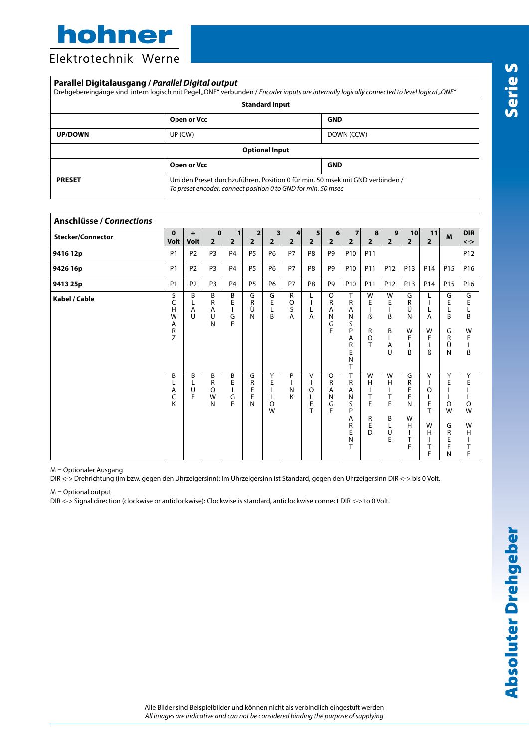## Parallel Digitalausgang / *Parallel Digital output*

Drehgebereingänge sind intern logisch mit Pegel „ONE“ verbunden / *Encoder inputs are internally logically connected to level logical „ONE“*

| Standard Input | | |
|---|---|---|
| | **Open or Vcc** | **GND** |
| **UP/DOWN** | UP (CW) | DOWN (CCW) |

| Optional Input | | |
|---|---|---|
| | **Open or Vcc** | **GND** |
| **PRESET** | Um den Preset durchzuführen, Position 0 für min. 50 msek mit GND verbinden / *To preset encoder, connect position 0 to GND for min. 50 msec* | |

## Anschlüsse / *Connections*

| Stecker/Connector | 0 Volt | + Volt | $2^0$ | $2^1$ | $2^2$ | $2^3$ | $2^4$ | $2^5$ | $2^6$ | $2^7$ | $2^8$ | $2^9$ | $2^{10}$ | $2^{11}$ | M | DIR <-> |
|---|---|---|---|---|---|---|---|---|---|---|---|---|---|---|---|---|
| **9416 12p** | P1 | P2 | P3 | P4 | P5 | P6 | P7 | P8 | P9 | P10 | P11 | | | | | P12 |
| **9426 16p** | P1 | P2 | P3 | P4 | P5 | P6 | P7 | P8 | P9 | P10 | P11 | P12 | P13 | P14 | P15 | P16 |
| **9413 25p** | P1 | P2 | P3 | P4 | P5 | P6 | P7 | P8 | P9 | P10 | P11 | P12 | P13 | P14 | P15 | P16 |
| **Kabel / Cable** | SCHWARZ | BLAU | BRAUN | BEIGE | GRÜN | GELB | ROSA | LILA | ORANGE | TRANSPARENT | WEIß ROT | WEIß BLAU | GRÜN WEIß | LILA WEIß | GELB GRÜN | GELB WEIß |
| | BLACK | BLUE | BROWN | BEIGE | GREEN | YELLOW | PINK | VIOLET | ORANGE | TRANSPARENT | WHITE RED | WHITE BLUE | GREEN WHITE | VIOLET WHITE | YELLOW GREEN | YELOW WHITE |

M = Optionaler Ausgang
DIR <-> Drehrichtung (im bzw. gegen den Uhrzeigersinn): Im Uhrzeigersinn ist Standard, gegen den Uhrzeigersinn DIR <-> bis 0 Volt.

M = Optional output
DIR <-> Signal direction (clockwise or anticlockwise): Clockwise is standard, anticlockwise connect DIR <-> to 0 Volt.

Alle Bilder sind Beispielbilder und können nicht als verbindlich eingestuft werden
*All images are indicative and can not be considered binding the purpose of supplying*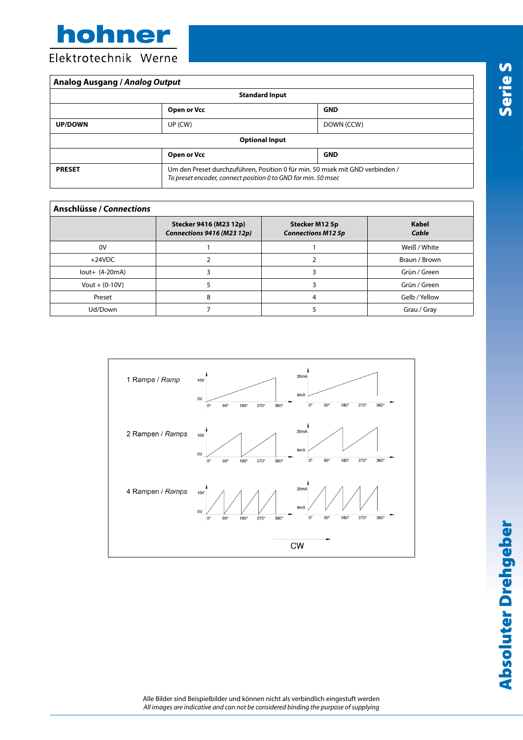## Analog Ausgang / *Analog Output*

| | | |
|---|---|---|
| | **Standard Input** | |
| | **Open or Vcc** | **GND** |
| **UP/DOWN** | UP (CW) | DOWN (CCW) |
| | **Optional Input** | |
| | **Open or Vcc** | **GND** |
| **PRESET** | Um den Preset durchzuführen, Position 0 für min. 50 msek mit GND verbinden / *To preset encoder, connect position 0 to GND for min. 50 msec* | |

## Anschlüsse / *Connections*

| | **Stecker 9416 (M23 12p)** ***Connections 9416 (M23 12p)*** | **Stecker M12 5p** ***Connections M12 5p*** | **Kabel** ***Cable*** |
|---|---|---|---|
| 0V | 1 | 1 | Weiß / White |
| +24VDC | 2 | 2 | Braun / Brown |
| Iout+ (4-20mA) | 3 | 3 | Grün / Green |
| Vout + (0-10V) | 5 | 3 | Grün / Green |
| Preset | 8 | 4 | Gelb / Yellow |
| Ud/Down | 7 | 5 | Grau / Gray |

1 Rampe / *Ramp*

2 Rampen / *Ramps*

4 Rampen / *Ramps*

10V
0V
20mA
4mA
0° 90° 180° 270° 360°

CW

Alle Bilder sind Beispielbilder und können nicht als verbindlich eingestuft werden
*All images are indicative and can not be considered binding the purpose of supplying*